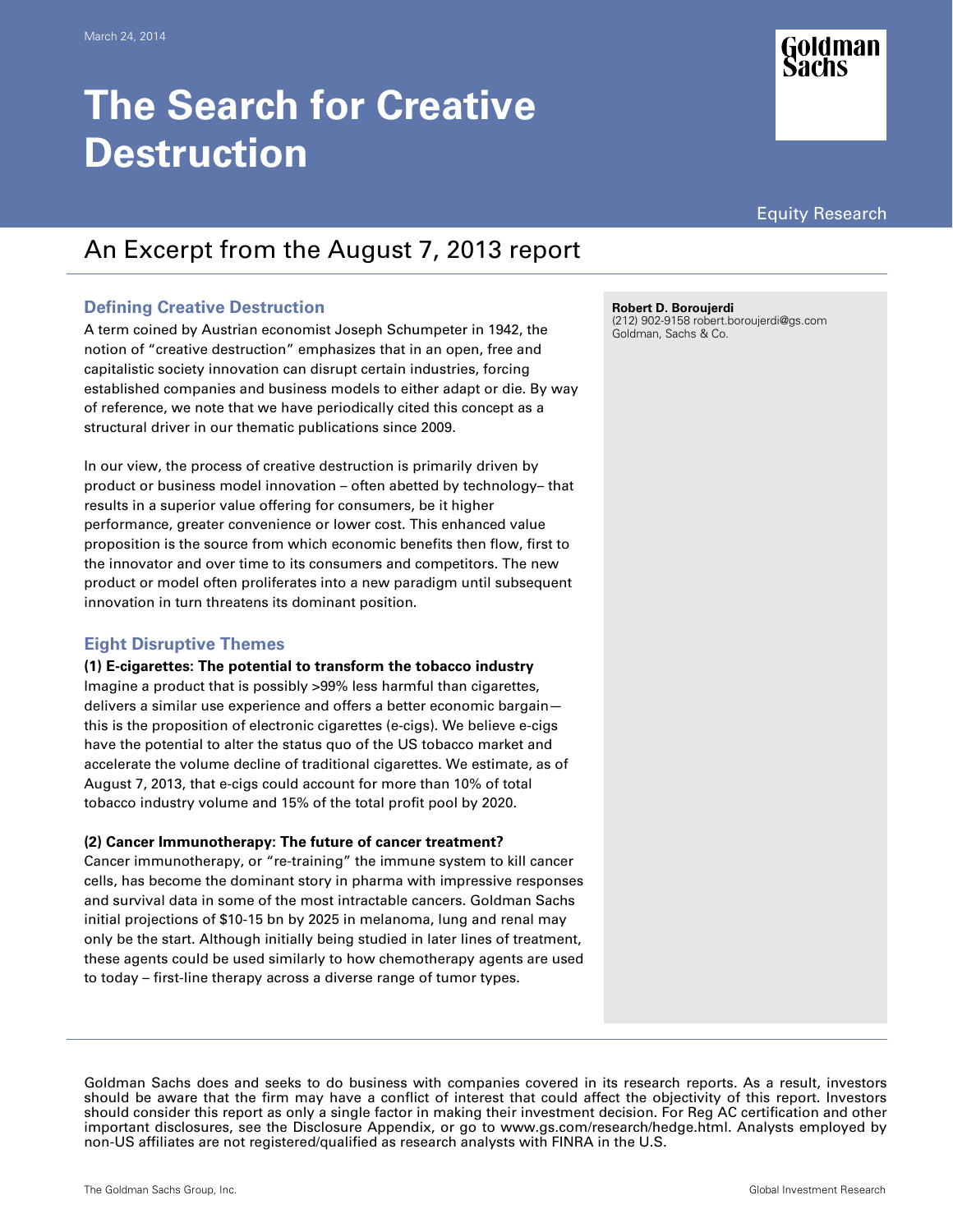March 24, 2014

# The Search for Creative Destruction

Equity Research

## An Excerpt from the August 7, 2013 report

**Robert D. Boroujerdi**
(212) 902-9158 robert.boroujerdi@gs.com
Goldman, Sachs & Co.

### Defining Creative Destruction

A term coined by Austrian economist Joseph Schumpeter in 1942, the notion of "creative destruction" emphasizes that in an open, free and capitalistic society innovation can disrupt certain industries, forcing established companies and business models to either adapt or die. By way of reference, we note that we have periodically cited this concept as a structural driver in our thematic publications since 2009.

In our view, the process of creative destruction is primarily driven by product or business model innovation – often abetted by technology– that results in a superior value offering for consumers, be it higher performance, greater convenience or lower cost. This enhanced value proposition is the source from which economic benefits then flow, first to the innovator and over time to its consumers and competitors. The new product or model often proliferates into a new paradigm until subsequent innovation in turn threatens its dominant position.

### Eight Disruptive Themes

**(1) E-cigarettes: The potential to transform the tobacco industry**

Imagine a product that is possibly >99% less harmful than cigarettes, delivers a similar use experience and offers a better economic bargain—this is the proposition of electronic cigarettes (e-cigs). We believe e-cigs have the potential to alter the status quo of the US tobacco market and accelerate the volume decline of traditional cigarettes. We estimate, as of August 7, 2013, that e-cigs could account for more than 10% of total tobacco industry volume and 15% of the total profit pool by 2020.

**(2) Cancer Immunotherapy: The future of cancer treatment?**

Cancer immunotherapy, or "re-training" the immune system to kill cancer cells, has become the dominant story in pharma with impressive responses and survival data in some of the most intractable cancers. Goldman Sachs initial projections of $10-15 bn by 2025 in melanoma, lung and renal may only be the start. Although initially being studied in later lines of treatment, these agents could be used similarly to how chemotherapy agents are used to today – first-line therapy across a diverse range of tumor types.

Goldman Sachs does and seeks to do business with companies covered in its research reports. As a result, investors should be aware that the firm may have a conflict of interest that could affect the objectivity of this report. Investors should consider this report as only a single factor in making their investment decision. For Reg AC certification and other important disclosures, see the Disclosure Appendix, or go to www.gs.com/research/hedge.html. Analysts employed by non-US affiliates are not registered/qualified as research analysts with FINRA in the U.S.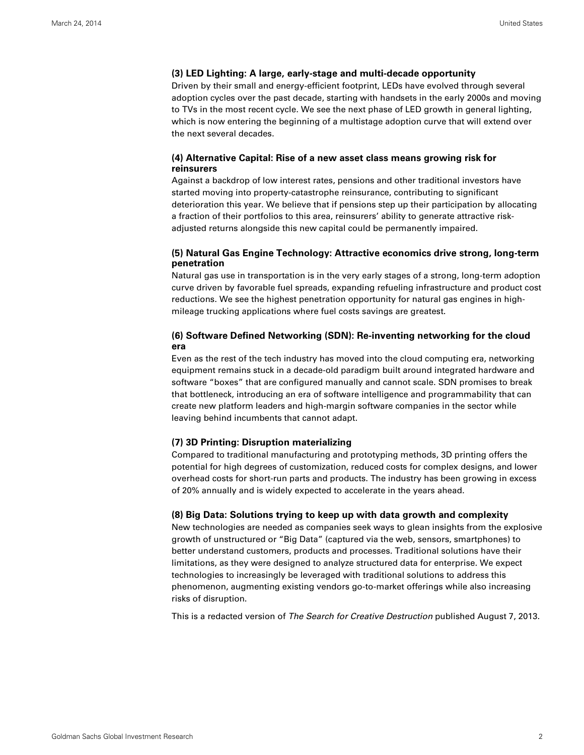### (3) LED Lighting: A large, early-stage and multi-decade opportunity

Driven by their small and energy-efficient footprint, LEDs have evolved through several adoption cycles over the past decade, starting with handsets in the early 2000s and moving to TVs in the most recent cycle. We see the next phase of LED growth in general lighting, which is now entering the beginning of a multistage adoption curve that will extend over the next several decades.

### (4) Alternative Capital: Rise of a new asset class means growing risk for reinsurers

Against a backdrop of low interest rates, pensions and other traditional investors have started moving into property-catastrophe reinsurance, contributing to significant deterioration this year. We believe that if pensions step up their participation by allocating a fraction of their portfolios to this area, reinsurers' ability to generate attractive risk-adjusted returns alongside this new capital could be permanently impaired.

### (5) Natural Gas Engine Technology: Attractive economics drive strong, long-term penetration

Natural gas use in transportation is in the very early stages of a strong, long-term adoption curve driven by favorable fuel spreads, expanding refueling infrastructure and product cost reductions. We see the highest penetration opportunity for natural gas engines in high-mileage trucking applications where fuel costs savings are greatest.

### (6) Software Defined Networking (SDN): Re-inventing networking for the cloud era

Even as the rest of the tech industry has moved into the cloud computing era, networking equipment remains stuck in a decade-old paradigm built around integrated hardware and software "boxes" that are configured manually and cannot scale. SDN promises to break that bottleneck, introducing an era of software intelligence and programmability that can create new platform leaders and high-margin software companies in the sector while leaving behind incumbents that cannot adapt.

### (7) 3D Printing: Disruption materializing

Compared to traditional manufacturing and prototyping methods, 3D printing offers the potential for high degrees of customization, reduced costs for complex designs, and lower overhead costs for short-run parts and products. The industry has been growing in excess of 20% annually and is widely expected to accelerate in the years ahead.

### (8) Big Data: Solutions trying to keep up with data growth and complexity

New technologies are needed as companies seek ways to glean insights from the explosive growth of unstructured or "Big Data" (captured via the web, sensors, smartphones) to better understand customers, products and processes. Traditional solutions have their limitations, as they were designed to analyze structured data for enterprise. We expect technologies to increasingly be leveraged with traditional solutions to address this phenomenon, augmenting existing vendors go-to-market offerings while also increasing risks of disruption.

This is a redacted version of *The Search for Creative Destruction* published August 7, 2013.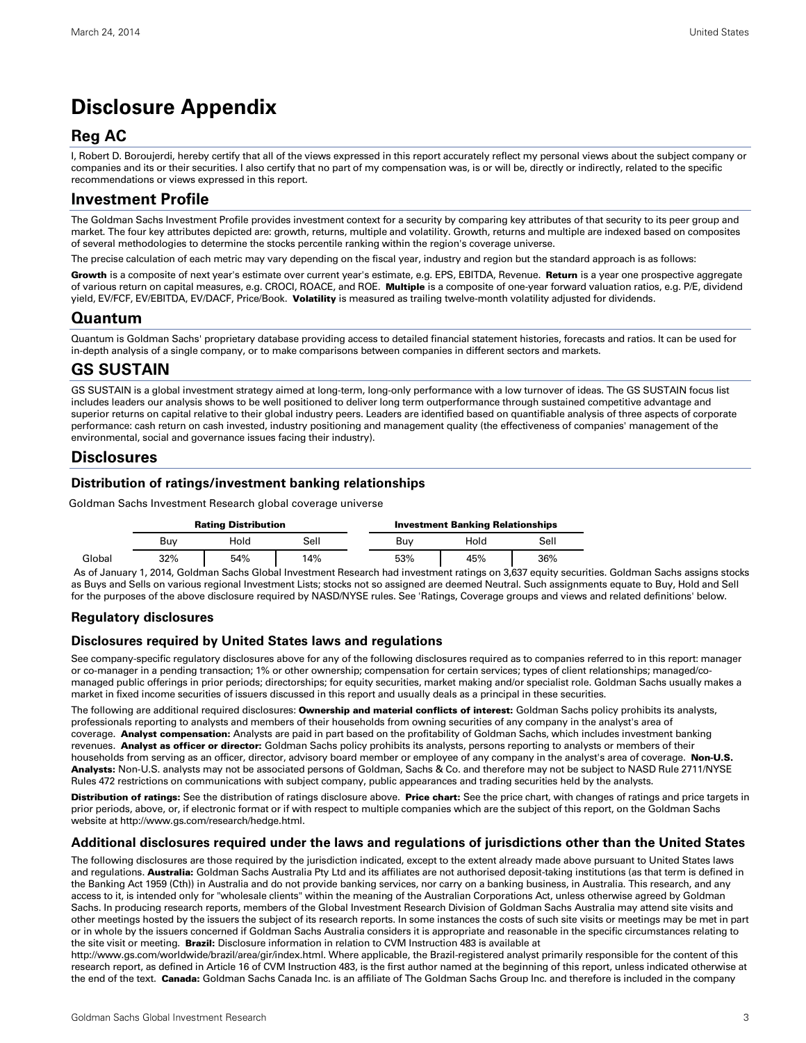# Disclosure Appendix

## Reg AC

I, Robert D. Boroujerdi, hereby certify that all of the views expressed in this report accurately reflect my personal views about the subject company or companies and its or their securities. I also certify that no part of my compensation was, is or will be, directly or indirectly, related to the specific recommendations or views expressed in this report.

## Investment Profile

The Goldman Sachs Investment Profile provides investment context for a security by comparing key attributes of that security to its peer group and market. The four key attributes depicted are: growth, returns, multiple and volatility. Growth, returns and multiple are indexed based on composites of several methodologies to determine the stocks percentile ranking within the region's coverage universe.

The precise calculation of each metric may vary depending on the fiscal year, industry and region but the standard approach is as follows:

**Growth** is a composite of next year's estimate over current year's estimate, e.g. EPS, EBITDA, Revenue. **Return** is a year one prospective aggregate of various return on capital measures, e.g. CROCI, ROACE, and ROE. **Multiple** is a composite of one-year forward valuation ratios, e.g. P/E, dividend yield, EV/FCF, EV/EBITDA, EV/DACF, Price/Book. **Volatility** is measured as trailing twelve-month volatility adjusted for dividends.

## Quantum

Quantum is Goldman Sachs' proprietary database providing access to detailed financial statement histories, forecasts and ratios. It can be used for in-depth analysis of a single company, or to make comparisons between companies in different sectors and markets.

## GS SUSTAIN

GS SUSTAIN is a global investment strategy aimed at long-term, long-only performance with a low turnover of ideas. The GS SUSTAIN focus list includes leaders our analysis shows to be well positioned to deliver long term outperformance through sustained competitive advantage and superior returns on capital relative to their global industry peers. Leaders are identified based on quantifiable analysis of three aspects of corporate performance: cash return on cash invested, industry positioning and management quality (the effectiveness of companies' management of the environmental, social and governance issues facing their industry).

## Disclosures

### Distribution of ratings/investment banking relationships

Goldman Sachs Investment Research global coverage universe

| | Rating Distribution | | | Investment Banking Relationships | | |
|---|---|---|---|---|---|---|
| | Buy | Hold | Sell | Buy | Hold | Sell |
| Global | 32% | 54% | 14% | 53% | 45% | 36% |

As of January 1, 2014, Goldman Sachs Global Investment Research had investment ratings on 3,637 equity securities. Goldman Sachs assigns stocks as Buys and Sells on various regional Investment Lists; stocks not so assigned are deemed Neutral. Such assignments equate to Buy, Hold and Sell for the purposes of the above disclosure required by NASD/NYSE rules. See 'Ratings, Coverage groups and views and related definitions' below.

### Regulatory disclosures

### Disclosures required by United States laws and regulations

See company-specific regulatory disclosures above for any of the following disclosures required as to companies referred to in this report: manager or co-manager in a pending transaction; 1% or other ownership; compensation for certain services; types of client relationships; managed/co-managed public offerings in prior periods; directorships; for equity securities, market making and/or specialist role. Goldman Sachs usually makes a market in fixed income securities of issuers discussed in this report and usually deals as a principal in these securities.

The following are additional required disclosures: **Ownership and material conflicts of interest:** Goldman Sachs policy prohibits its analysts, professionals reporting to analysts and members of their households from owning securities of any company in the analyst's area of coverage. **Analyst compensation:** Analysts are paid in part based on the profitability of Goldman Sachs, which includes investment banking revenues. **Analyst as officer or director:** Goldman Sachs policy prohibits its analysts, persons reporting to analysts or members of their households from serving as an officer, director, advisory board member or employee of any company in the analyst's area of coverage. **Non-U.S. Analysts:** Non-U.S. analysts may not be associated persons of Goldman, Sachs & Co. and therefore may not be subject to NASD Rule 2711/NYSE Rules 472 restrictions on communications with subject company, public appearances and trading securities held by the analysts.

**Distribution of ratings:** See the distribution of ratings disclosure above. **Price chart:** See the price chart, with changes of ratings and price targets in prior periods, above, or, if electronic format or if with respect to multiple companies which are the subject of this report, on the Goldman Sachs website at http://www.gs.com/research/hedge.html.

### Additional disclosures required under the laws and regulations of jurisdictions other than the United States

The following disclosures are those required by the jurisdiction indicated, except to the extent already made above pursuant to United States laws and regulations. **Australia:** Goldman Sachs Australia Pty Ltd and its affiliates are not authorised deposit-taking institutions (as that term is defined in the Banking Act 1959 (Cth)) in Australia and do not provide banking services, nor carry on a banking business, in Australia. This research, and any access to it, is intended only for "wholesale clients" within the meaning of the Australian Corporations Act, unless otherwise agreed by Goldman Sachs. In producing research reports, members of the Global Investment Research Division of Goldman Sachs Australia may attend site visits and other meetings hosted by the issuers the subject of its research reports. In some instances the costs of such site visits or meetings may be met in part or in whole by the issuers concerned if Goldman Sachs Australia considers it is appropriate and reasonable in the specific circumstances relating to the site visit or meeting. **Brazil:** Disclosure information in relation to CVM Instruction 483 is available at http://www.gs.com/worldwide/brazil/area/gir/index.html. Where applicable, the Brazil-registered analyst primarily responsible for the content of this research report, as defined in Article 16 of CVM Instruction 483, is the first author named at the beginning of this report, unless indicated otherwise at the end of the text. **Canada:** Goldman Sachs Canada Inc. is an affiliate of The Goldman Sachs Group Inc. and therefore is included in the company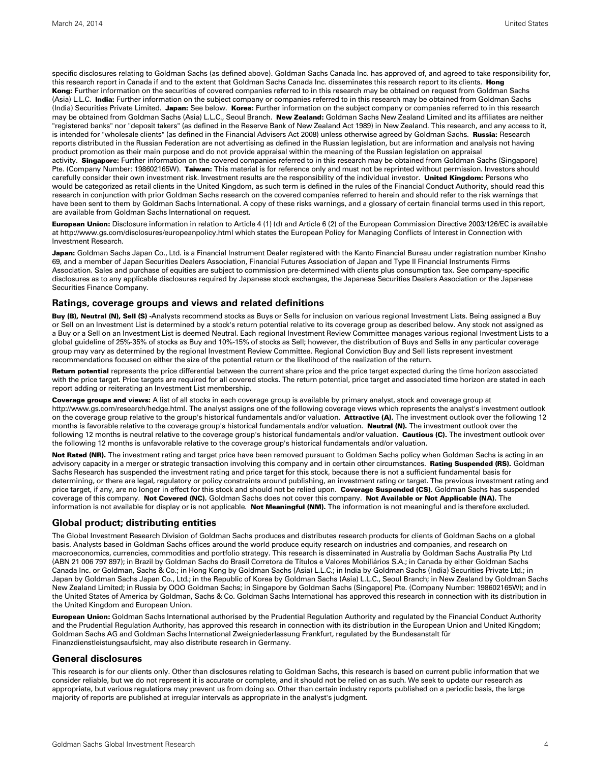specific disclosures relating to Goldman Sachs (as defined above). Goldman Sachs Canada Inc. has approved of, and agreed to take responsibility for, this research report in Canada if and to the extent that Goldman Sachs Canada Inc. disseminates this research report to its clients. **Hong Kong:** Further information on the securities of covered companies referred to in this research may be obtained on request from Goldman Sachs (Asia) L.L.C. **India:** Further information on the subject company or companies referred to in this research may be obtained from Goldman Sachs (India) Securities Private Limited. **Japan:** See below. **Korea:** Further information on the subject company or companies referred to in this research may be obtained from Goldman Sachs (Asia) L.L.C., Seoul Branch. **New Zealand:** Goldman Sachs New Zealand Limited and its affiliates are neither "registered banks" nor "deposit takers" (as defined in the Reserve Bank of New Zealand Act 1989) in New Zealand. This research, and any access to it, is intended for "wholesale clients" (as defined in the Financial Advisers Act 2008) unless otherwise agreed by Goldman Sachs. **Russia:** Research reports distributed in the Russian Federation are not advertising as defined in the Russian legislation, but are information and analysis not having product promotion as their main purpose and do not provide appraisal within the meaning of the Russian legislation on appraisal activity. **Singapore:** Further information on the covered companies referred to in this research may be obtained from Goldman Sachs (Singapore) Pte. (Company Number: 198602165W). **Taiwan:** This material is for reference only and must not be reprinted without permission. Investors should carefully consider their own investment risk. Investment results are the responsibility of the individual investor. **United Kingdom:** Persons who would be categorized as retail clients in the United Kingdom, as such term is defined in the rules of the Financial Conduct Authority, should read this research in conjunction with prior Goldman Sachs research on the covered companies referred to herein and should refer to the risk warnings that have been sent to them by Goldman Sachs International. A copy of these risks warnings, and a glossary of certain financial terms used in this report, are available from Goldman Sachs International on request.

**European Union:** Disclosure information in relation to Article 4 (1) (d) and Article 6 (2) of the European Commission Directive 2003/126/EC is available at http://www.gs.com/disclosures/europeanpolicy.html which states the European Policy for Managing Conflicts of Interest in Connection with Investment Research.

**Japan:** Goldman Sachs Japan Co., Ltd. is a Financial Instrument Dealer registered with the Kanto Financial Bureau under registration number Kinsho 69, and a member of Japan Securities Dealers Association, Financial Futures Association of Japan and Type II Financial Instruments Firms Association. Sales and purchase of equities are subject to commission pre-determined with clients plus consumption tax. See company-specific disclosures as to any applicable disclosures required by Japanese stock exchanges, the Japanese Securities Dealers Association or the Japanese Securities Finance Company.

## Ratings, coverage groups and views and related definitions

**Buy (B), Neutral (N), Sell (S)** -Analysts recommend stocks as Buys or Sells for inclusion on various regional Investment Lists. Being assigned a Buy or Sell on an Investment List is determined by a stock's return potential relative to its coverage group as described below. Any stock not assigned as a Buy or a Sell on an Investment List is deemed Neutral. Each regional Investment Review Committee manages various regional Investment Lists to a global guideline of 25%-35% of stocks as Buy and 10%-15% of stocks as Sell; however, the distribution of Buys and Sells in any particular coverage group may vary as determined by the regional Investment Review Committee. Regional Conviction Buy and Sell lists represent investment recommendations focused on either the size of the potential return or the likelihood of the realization of the return.

**Return potential** represents the price differential between the current share price and the price target expected during the time horizon associated with the price target. Price targets are required for all covered stocks. The return potential, price target and associated time horizon are stated in each report adding or reiterating an Investment List membership.

**Coverage groups and views:** A list of all stocks in each coverage group is available by primary analyst, stock and coverage group at http://www.gs.com/research/hedge.html. The analyst assigns one of the following coverage views which represents the analyst's investment outlook on the coverage group relative to the group's historical fundamentals and/or valuation. **Attractive (A).** The investment outlook over the following 12 months is favorable relative to the coverage group's historical fundamentals and/or valuation. **Neutral (N).** The investment outlook over the following 12 months is neutral relative to the coverage group's historical fundamentals and/or valuation. **Cautious (C).** The investment outlook over the following 12 months is unfavorable relative to the coverage group's historical fundamentals and/or valuation.

**Not Rated (NR).** The investment rating and target price have been removed pursuant to Goldman Sachs policy when Goldman Sachs is acting in an advisory capacity in a merger or strategic transaction involving this company and in certain other circumstances. **Rating Suspended (RS).** Goldman Sachs Research has suspended the investment rating and price target for this stock, because there is not a sufficient fundamental basis for determining, or there are legal, regulatory or policy constraints around publishing, an investment rating or target. The previous investment rating and price target, if any, are no longer in effect for this stock and should not be relied upon. **Coverage Suspended (CS).** Goldman Sachs has suspended coverage of this company. **Not Covered (NC).** Goldman Sachs does not cover this company. **Not Available or Not Applicable (NA).** The information is not available for display or is not applicable. **Not Meaningful (NM).** The information is not meaningful and is therefore excluded.

## Global product; distributing entities

The Global Investment Research Division of Goldman Sachs produces and distributes research products for clients of Goldman Sachs on a global basis. Analysts based in Goldman Sachs offices around the world produce equity research on industries and companies, and research on macroeconomics, currencies, commodities and portfolio strategy. This research is disseminated in Australia by Goldman Sachs Australia Pty Ltd (ABN 21 006 797 897); in Brazil by Goldman Sachs do Brasil Corretora de Títulos e Valores Mobiliários S.A.; in Canada by either Goldman Sachs Canada Inc. or Goldman, Sachs & Co.; in Hong Kong by Goldman Sachs (Asia) L.L.C.; in India by Goldman Sachs (India) Securities Private Ltd.; in Japan by Goldman Sachs Japan Co., Ltd.; in the Republic of Korea by Goldman Sachs (Asia) L.L.C., Seoul Branch; in New Zealand by Goldman Sachs New Zealand Limited; in Russia by OOO Goldman Sachs; in Singapore by Goldman Sachs (Singapore) Pte. (Company Number: 198602165W); and in the United States of America by Goldman, Sachs & Co. Goldman Sachs International has approved this research in connection with its distribution in the United Kingdom and European Union.

**European Union:** Goldman Sachs International authorised by the Prudential Regulation Authority and regulated by the Financial Conduct Authority and the Prudential Regulation Authority, has approved this research in connection with its distribution in the European Union and United Kingdom; Goldman Sachs AG and Goldman Sachs International Zweigniederlassung Frankfurt, regulated by the Bundesanstalt für Finanzdienstleistungsaufsicht, may also distribute research in Germany.

## General disclosures

This research is for our clients only. Other than disclosures relating to Goldman Sachs, this research is based on current public information that we consider reliable, but we do not represent it is accurate or complete, and it should not be relied on as such. We seek to update our research as appropriate, but various regulations may prevent us from doing so. Other than certain industry reports published on a periodic basis, the large majority of reports are published at irregular intervals as appropriate in the analyst's judgment.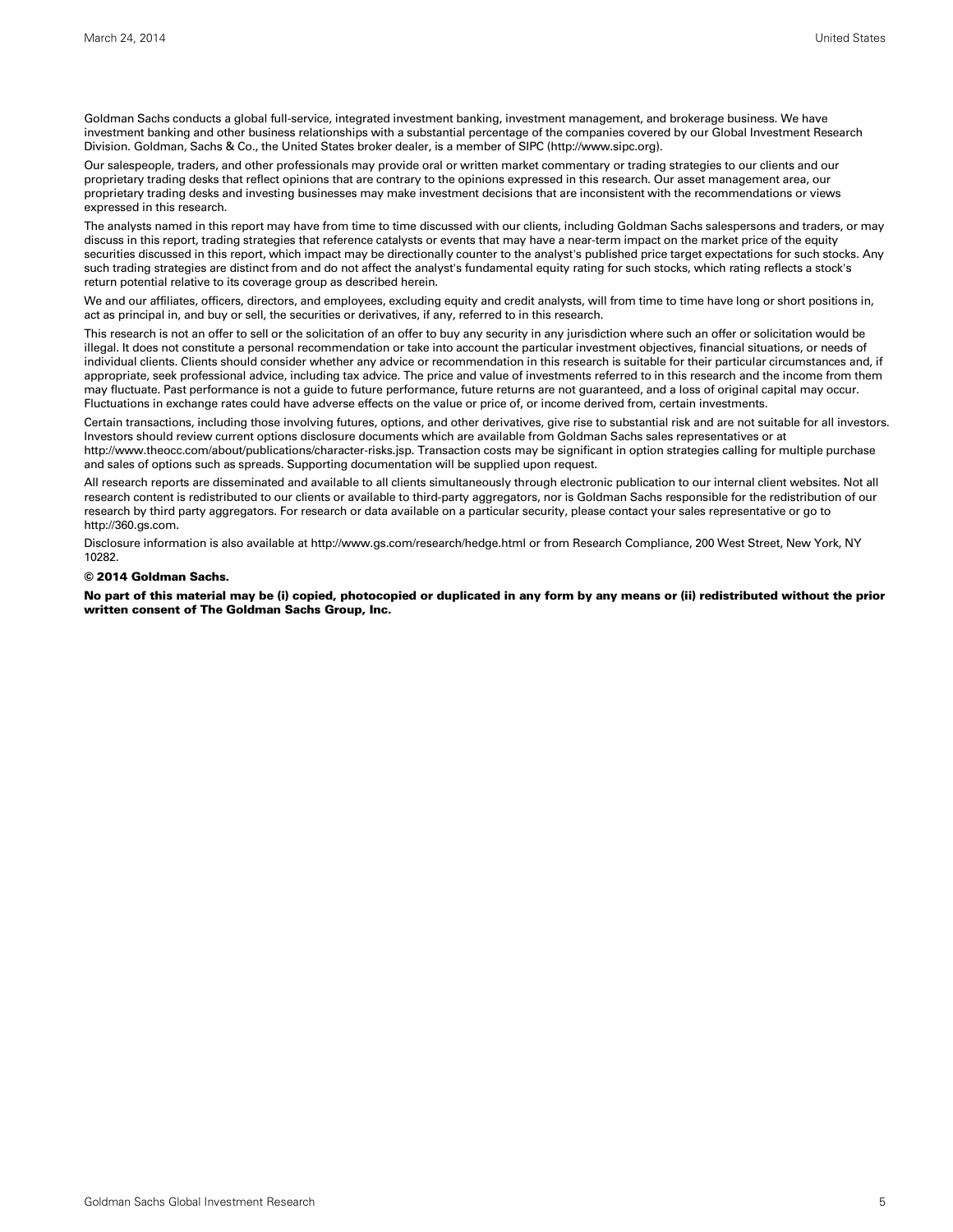Goldman Sachs conducts a global full-service, integrated investment banking, investment management, and brokerage business. We have investment banking and other business relationships with a substantial percentage of the companies covered by our Global Investment Research Division. Goldman, Sachs & Co., the United States broker dealer, is a member of SIPC (http://www.sipc.org).

Our salespeople, traders, and other professionals may provide oral or written market commentary or trading strategies to our clients and our proprietary trading desks that reflect opinions that are contrary to the opinions expressed in this research. Our asset management area, our proprietary trading desks and investing businesses may make investment decisions that are inconsistent with the recommendations or views expressed in this research.

The analysts named in this report may have from time to time discussed with our clients, including Goldman Sachs salespersons and traders, or may discuss in this report, trading strategies that reference catalysts or events that may have a near-term impact on the market price of the equity securities discussed in this report, which impact may be directionally counter to the analyst's published price target expectations for such stocks. Any such trading strategies are distinct from and do not affect the analyst's fundamental equity rating for such stocks, which rating reflects a stock's return potential relative to its coverage group as described herein.

We and our affiliates, officers, directors, and employees, excluding equity and credit analysts, will from time to time have long or short positions in, act as principal in, and buy or sell, the securities or derivatives, if any, referred to in this research.

This research is not an offer to sell or the solicitation of an offer to buy any security in any jurisdiction where such an offer or solicitation would be illegal. It does not constitute a personal recommendation or take into account the particular investment objectives, financial situations, or needs of individual clients. Clients should consider whether any advice or recommendation in this research is suitable for their particular circumstances and, if appropriate, seek professional advice, including tax advice. The price and value of investments referred to in this research and the income from them may fluctuate. Past performance is not a guide to future performance, future returns are not guaranteed, and a loss of original capital may occur. Fluctuations in exchange rates could have adverse effects on the value or price of, or income derived from, certain investments.

Certain transactions, including those involving futures, options, and other derivatives, give rise to substantial risk and are not suitable for all investors. Investors should review current options disclosure documents which are available from Goldman Sachs sales representatives or at http://www.theocc.com/about/publications/character-risks.jsp. Transaction costs may be significant in option strategies calling for multiple purchase and sales of options such as spreads. Supporting documentation will be supplied upon request.

All research reports are disseminated and available to all clients simultaneously through electronic publication to our internal client websites. Not all research content is redistributed to our clients or available to third-party aggregators, nor is Goldman Sachs responsible for the redistribution of our research by third party aggregators. For research or data available on a particular security, please contact your sales representative or go to http://360.gs.com.

Disclosure information is also available at http://www.gs.com/research/hedge.html or from Research Compliance, 200 West Street, New York, NY 10282.

**© 2014 Goldman Sachs.**

**No part of this material may be (i) copied, photocopied or duplicated in any form by any means or (ii) redistributed without the prior written consent of The Goldman Sachs Group, Inc.**